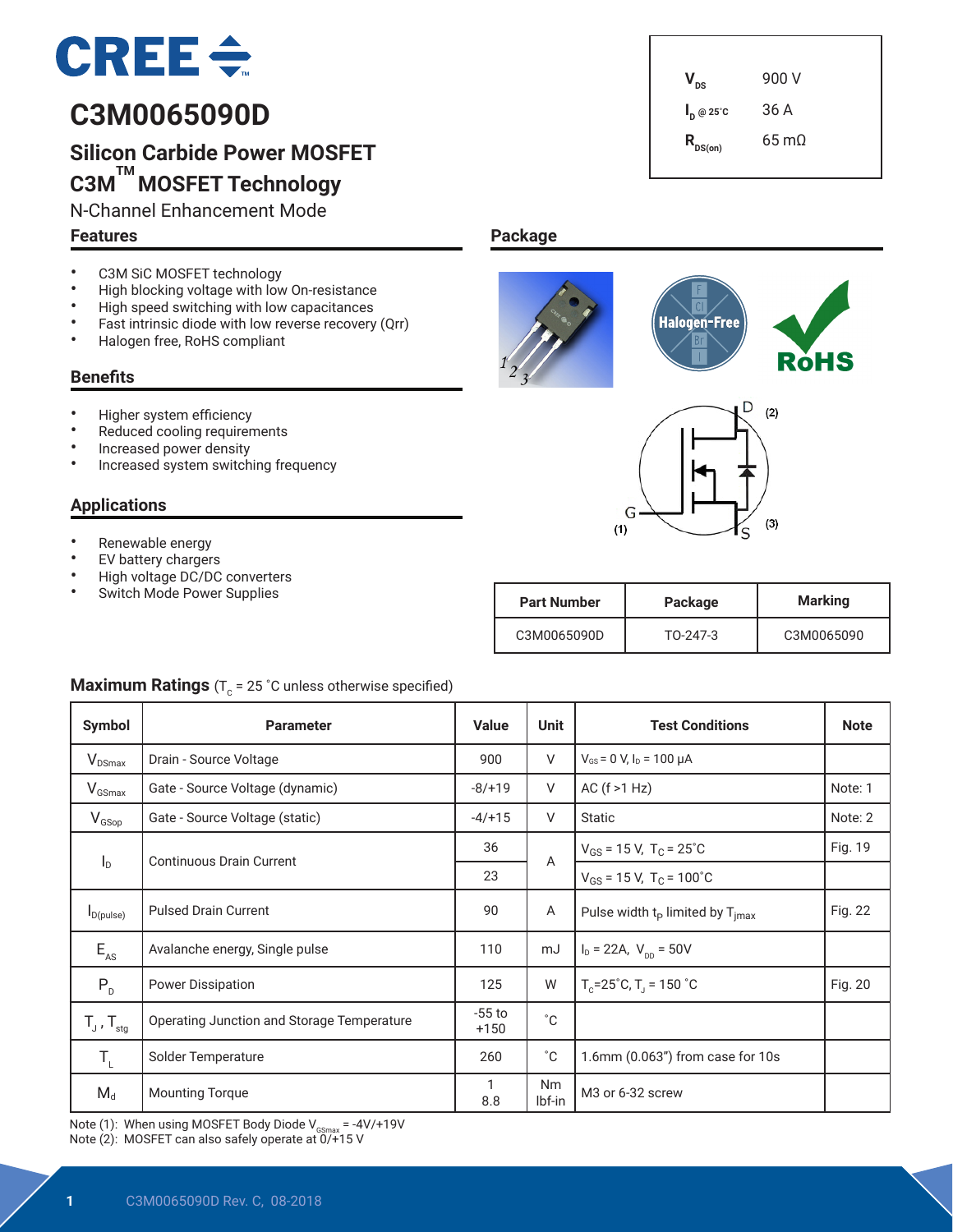# C3M0065090D

## Silicon Carbide Power MOSFET

## C3M™ MOSFET Technology

N-Channel Enhancement Mode

| | |
|---|---|
| $V_{DS}$ | 900 V |
| $I_D$ @ 25˚C | 36 A |
| $R_{DS(on)}$ | 65 mΩ |

### Features

- C3M SiC MOSFET technology
- High blocking voltage with low On-resistance
- High speed switching with low capacitances
- Fast intrinsic diode with low reverse recovery (Qrr)
- Halogen free, RoHS compliant

### Benefits

- Higher system efficiency
- Reduced cooling requirements
- Increased power density
- Increased system switching frequency

### Applications

- Renewable energy
- EV battery chargers
- High voltage DC/DC converters
- Switch Mode Power Supplies

### Package

Halogen-Free

RoHS

D (2)

G (1)

S (3)

| Part Number | Package | Marking |
|---|---|---|
| C3M0065090D | TO-247-3 | C3M0065090 |

**Maximum Ratings** ($T_C$ = 25 ˚C unless otherwise specified)

| Symbol | Parameter | Value | Unit | Test Conditions | Note |
|---|---|---|---|---|---|
| $V_{DSmax}$ | Drain - Source Voltage | 900 | V | $V_{GS}$ = 0 V, $I_D$ = 100 μA | |
| $V_{GSmax}$ | Gate - Source Voltage (dynamic) | -8/+19 | V | AC (f >1 Hz) | Note: 1 |
| $V_{GSop}$ | Gate - Source Voltage (static) | -4/+15 | V | Static | Note: 2 |
| $I_D$ | Continuous Drain Current | 36 | A | $V_{GS}$ = 15 V, $T_C$ = 25˚C | Fig. 19 |
| | | 23 | | $V_{GS}$ = 15 V, $T_C$ = 100˚C | |
| $I_{D(pulse)}$ | Pulsed Drain Current | 90 | A | Pulse width $t_P$ limited by $T_{jmax}$ | Fig. 22 |
| $E_{AS}$ | Avalanche energy, Single pulse | 110 | mJ | $I_D$ = 22A, $V_{DD}$ = 50V | |
| $P_D$ | Power Dissipation | 125 | W | $T_C$=25˚C, $T_J$ = 150 ˚C | Fig. 20 |
| $T_J$ , $T_{stg}$ | Operating Junction and Storage Temperature | -55 to +150 | ˚C | | |
| $T_L$ | Solder Temperature | 260 | ˚C | 1.6mm (0.063") from case for 10s | |
| $M_d$ | Mounting Torque | 1<br>8.8 | Nm<br>lbf-in | M3 or 6-32 screw | |

Note (1): When using MOSFET Body Diode $V_{GSmax}$ = -4V/+19V
Note (2): MOSFET can also safely operate at 0/+15 V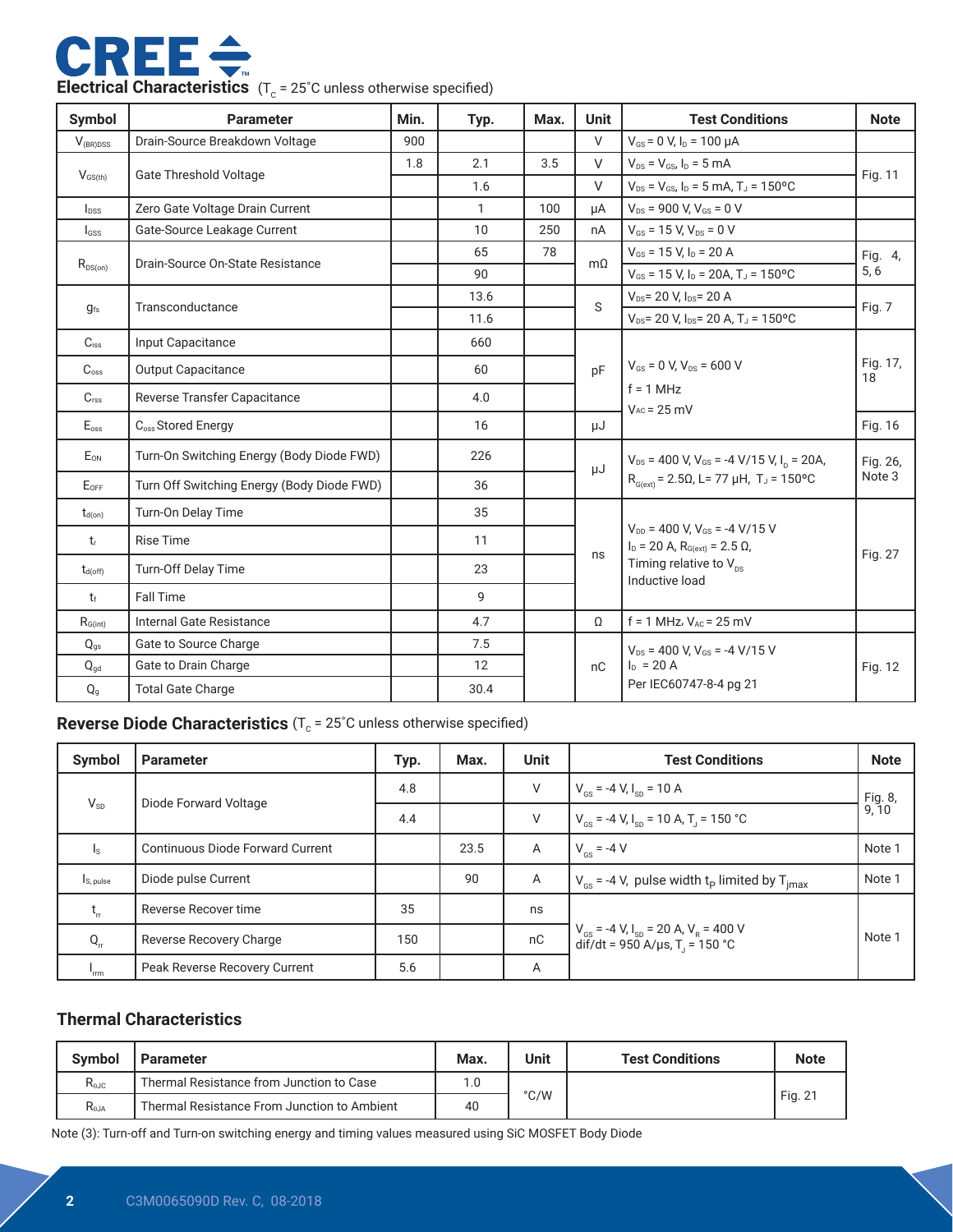## Electrical Characteristics ($T_C$ = 25˚C unless otherwise specified)

| Symbol | Parameter | Min. | Typ. | Max. | Unit | Test Conditions | Note |
|---|---|---|---|---|---|---|---|
| $V_{(BR)DSS}$ | Drain-Source Breakdown Voltage | 900 | | | V | $V_{GS}$ = 0 V, $I_D$ = 100 μA | |
| $V_{GS(th)}$ | Gate Threshold Voltage | 1.8 | 2.1 | 3.5 | V | $V_{DS}$ = $V_{GS}$, $I_D$ = 5 mA | Fig. 11 |
| | | | 1.6 | | V | $V_{DS}$ = $V_{GS}$, $I_D$ = 5 mA, $T_J$ = 150ºC | |
| $I_{DSS}$ | Zero Gate Voltage Drain Current | | 1 | 100 | μA | $V_{DS}$ = 900 V, $V_{GS}$ = 0 V | |
| $I_{GSS}$ | Gate-Source Leakage Current | | 10 | 250 | nA | $V_{GS}$ = 15 V, $V_{DS}$ = 0 V | |
| $R_{DS(on)}$ | Drain-Source On-State Resistance | | 65 | 78 | mΩ | $V_{GS}$ = 15 V, $I_D$ = 20 A | Fig. 4, 5, 6 |
| | | | 90 | | | $V_{GS}$ = 15 V, $I_D$ = 20A, $T_J$ = 150ºC | |
| $g_{fs}$ | Transconductance | | 13.6 | | S | $V_{DS}$= 20 V, $I_{DS}$= 20 A | Fig. 7 |
| | | | 11.6 | | | $V_{DS}$= 20 V, $I_{DS}$= 20 A, $T_J$ = 150ºC | |
| $C_{iss}$ | Input Capacitance | | 660 | | pF | $V_{GS}$ = 0 V, $V_{DS}$ = 600 V<br>f = 1 MHz<br>$V_{AC}$ = 25 mV | Fig. 17, 18 |
| $C_{oss}$ | Output Capacitance | | 60 | | | | |
| $C_{rss}$ | Reverse Transfer Capacitance | | 4.0 | | | | |
| $E_{oss}$ | $C_{oss}$ Stored Energy | | 16 | | μJ | | Fig. 16 |
| $E_{ON}$ | Turn-On Switching Energy (Body Diode FWD) | | 226 | | μJ | $V_{DS}$ = 400 V, $V_{GS}$ = -4 V/15 V, $I_D$ = 20A, $R_{G(ext)}$ = 2.5Ω, L= 77 μH, $T_J$ = 150ºC | Fig. 26, Note 3 |
| $E_{OFF}$ | Turn Off Switching Energy (Body Diode FWD) | | 36 | | | | |
| $t_{d(on)}$ | Turn-On Delay Time | | 35 | | ns | $V_{DD}$ = 400 V, $V_{GS}$ = -4 V/15 V<br>$I_D$ = 20 A, $R_{G(ext)}$ = 2.5 Ω,<br>Timing relative to $V_{DS}$<br>Inductive load | Fig. 27 |
| $t_r$ | Rise Time | | 11 | | | | |
| $t_{d(off)}$ | Turn-Off Delay Time | | 23 | | | | |
| $t_f$ | Fall Time | | 9 | | | | |
| $R_{G(int)}$ | Internal Gate Resistance | | 4.7 | | Ω | f = 1 MHz, $V_{AC}$ = 25 mV | |
| $Q_{gs}$ | Gate to Source Charge | | 7.5 | | nC | $V_{DS}$ = 400 V, $V_{GS}$ = -4 V/15 V<br>$I_D$ = 20 A<br>Per IEC60747-8-4 pg 21 | Fig. 12 |
| $Q_{gd}$ | Gate to Drain Charge | | 12 | | | | |
| $Q_g$ | Total Gate Charge | | 30.4 | | | | |

## Reverse Diode Characteristics ($T_C$ = 25˚C unless otherwise specified)

| Symbol | Parameter | Typ. | Max. | Unit | Test Conditions | Note |
|---|---|---|---|---|---|---|
| $V_{SD}$ | Diode Forward Voltage | 4.8 | | V | $V_{GS}$ = -4 V, $I_{SD}$ = 10 A | Fig. 8, 9, 10 |
| | | 4.4 | | V | $V_{GS}$ = -4 V, $I_{SD}$ = 10 A, $T_J$ = 150 °C | |
| $I_S$ | Continuous Diode Forward Current | | 23.5 | A | $V_{GS}$ = -4 V | Note 1 |
| $I_{S, pulse}$ | Diode pulse Current | | 90 | A | $V_{GS}$ = -4 V, pulse width $t_P$ limited by $T_{jmax}$ | Note 1 |
| $t_{rr}$ | Reverse Recover time | 35 | | ns | $V_{GS}$ = -4 V, $I_{SD}$ = 20 A, $V_R$ = 400 V<br>dif/dt = 950 A/μs, $T_J$ = 150 °C | Note 1 |
| $Q_{rr}$ | Reverse Recovery Charge | 150 | | nC | | |
| $I_{rrm}$ | Peak Reverse Recovery Current | 5.6 | | A | | |

## Thermal Characteristics

| Symbol | Parameter | Max. | Unit | Test Conditions | Note |
|---|---|---|---|---|---|
| $R_{θJC}$ | Thermal Resistance from Junction to Case | 1.0 | °C/W | | Fig. 21 |
| $R_{θJA}$ | Thermal Resistance From Junction to Ambient | 40 | | | |

Note (3): Turn-off and Turn-on switching energy and timing values measured using SiC MOSFET Body Diode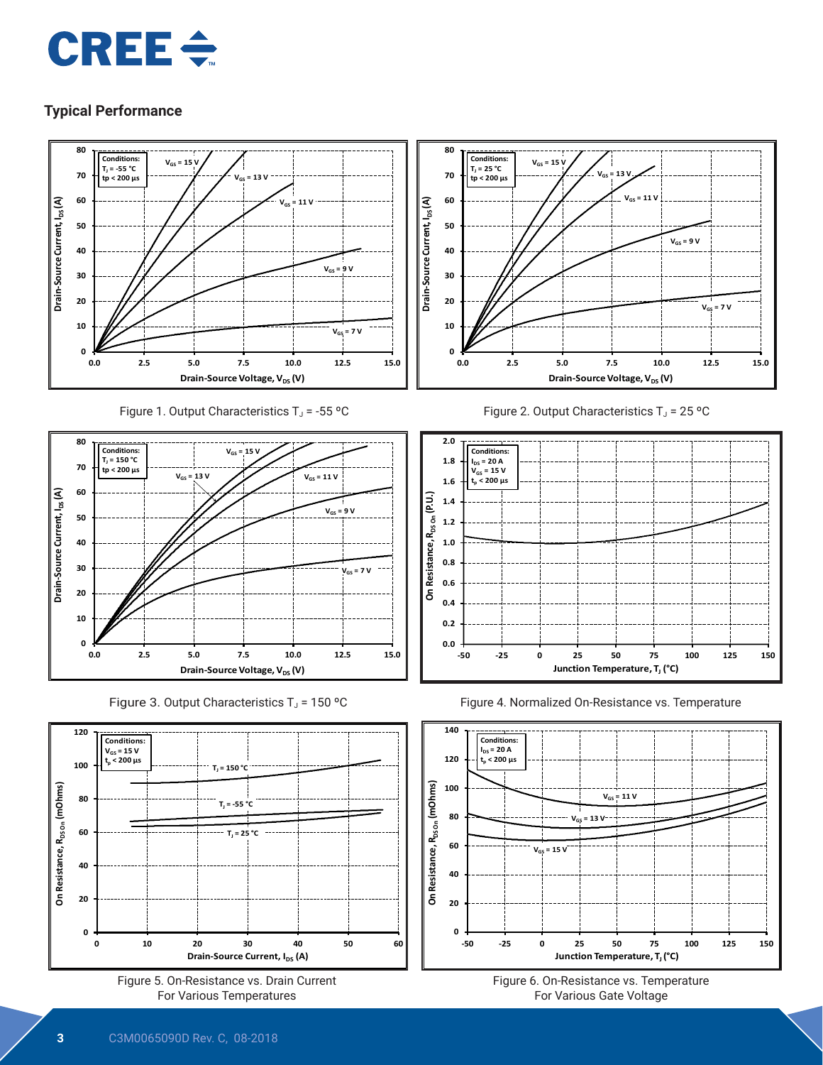## Typical Performance

Figure 1. Output Characteristics $T_J$ = -55 ºC

Figure 2. Output Characteristics $T_J$ = 25 ºC

Figure 3. Output Characteristics $T_J$ = 150 ºC

Figure 4. Normalized On-Resistance vs. Temperature

Figure 5. On-Resistance vs. Drain Current For Various Temperatures

Figure 6. On-Resistance vs. Temperature For Various Gate Voltage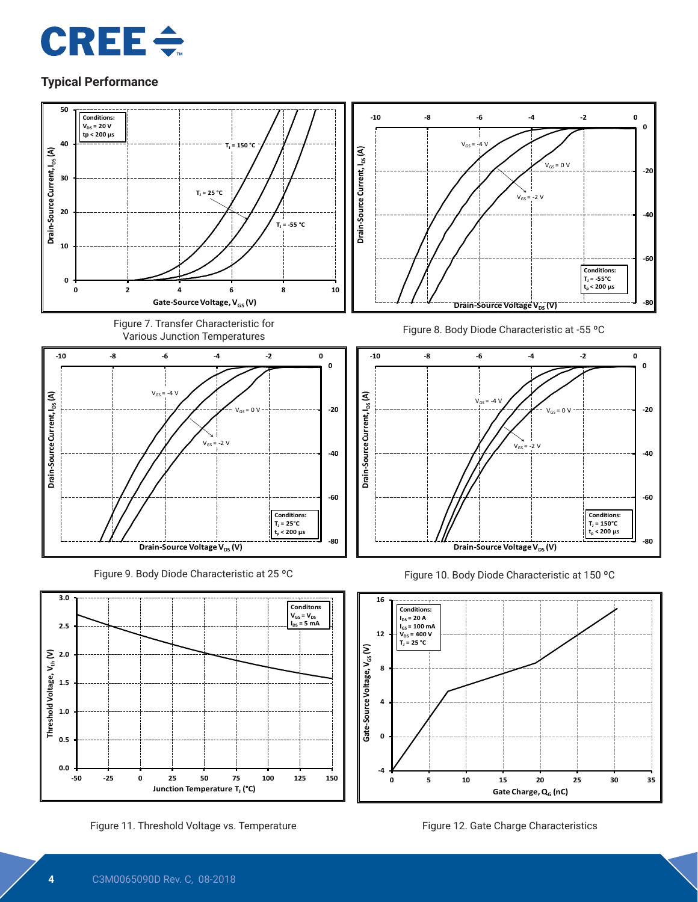## Typical Performance

Figure 7. Transfer Characteristic for Various Junction Temperatures

Figure 8. Body Diode Characteristic at -55 ºC

Figure 9. Body Diode Characteristic at 25 ºC

Figure 10. Body Diode Characteristic at 150 ºC

Figure 11. Threshold Voltage vs. Temperature

Figure 12. Gate Charge Characteristics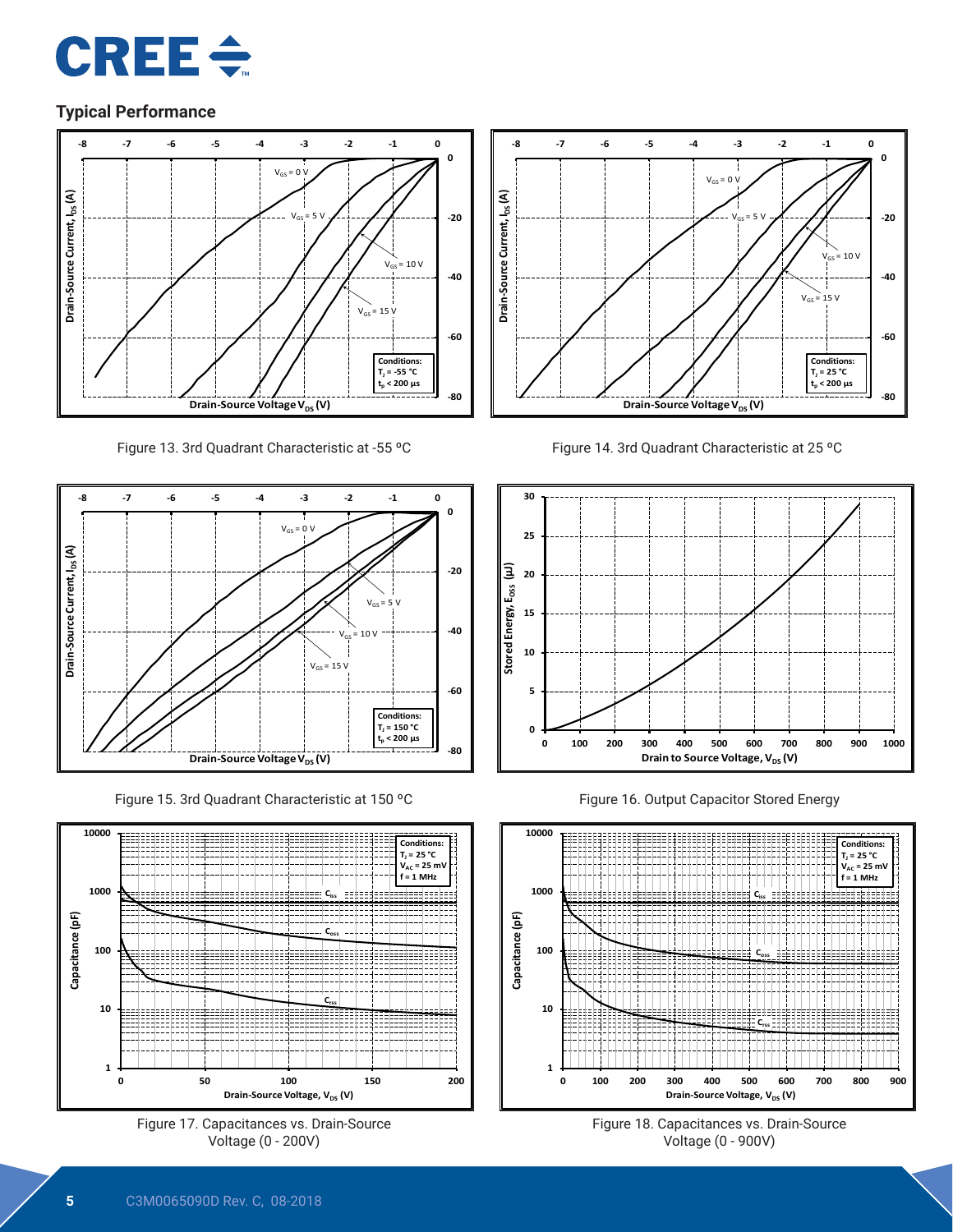## Typical Performance

Figure 13. 3rd Quadrant Characteristic at -55 °C

Figure 14. 3rd Quadrant Characteristic at 25 °C

Figure 15. 3rd Quadrant Characteristic at 150 °C

Figure 16. Output Capacitor Stored Energy

Figure 17. Capacitances vs. Drain-Source Voltage (0 - 200V)

Figure 18. Capacitances vs. Drain-Source Voltage (0 - 900V)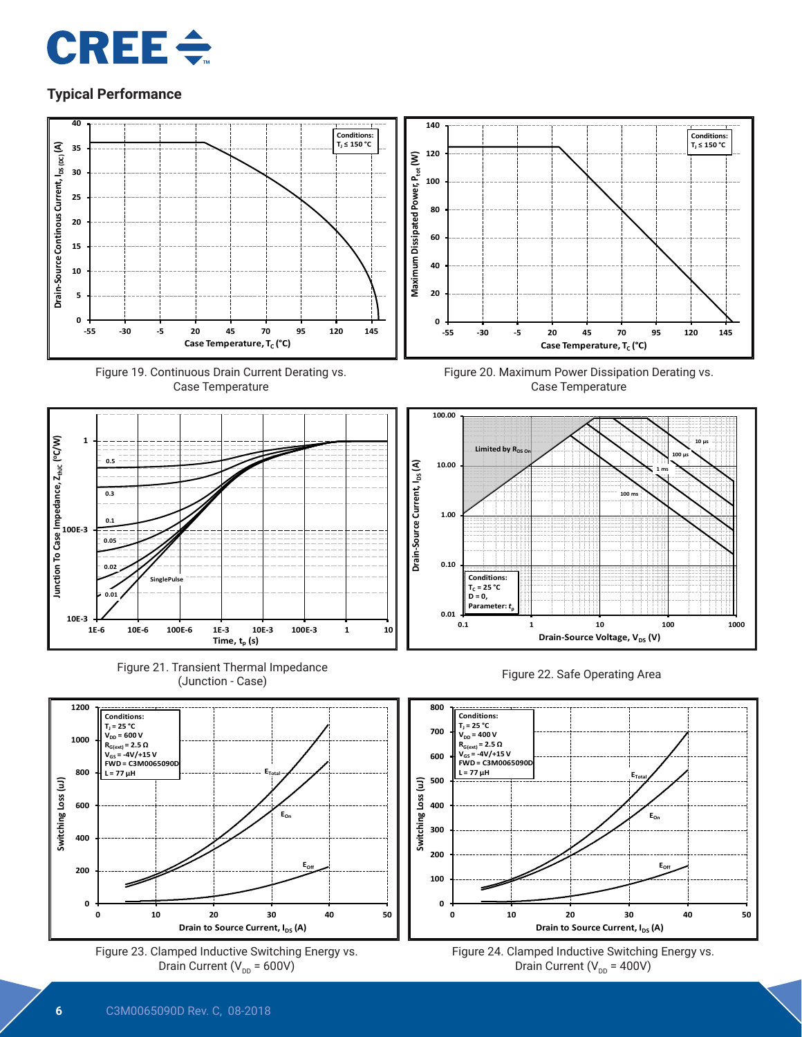## Typical Performance

Figure 19. Continuous Drain Current Derating vs. Case Temperature

Figure 20. Maximum Power Dissipation Derating vs. Case Temperature

Figure 21. Transient Thermal Impedance (Junction - Case)

Figure 22. Safe Operating Area

Figure 23. Clamped Inductive Switching Energy vs. Drain Current ($V_{DD}$ = 600V)

Figure 24. Clamped Inductive Switching Energy vs. Drain Current ($V_{DD}$ = 400V)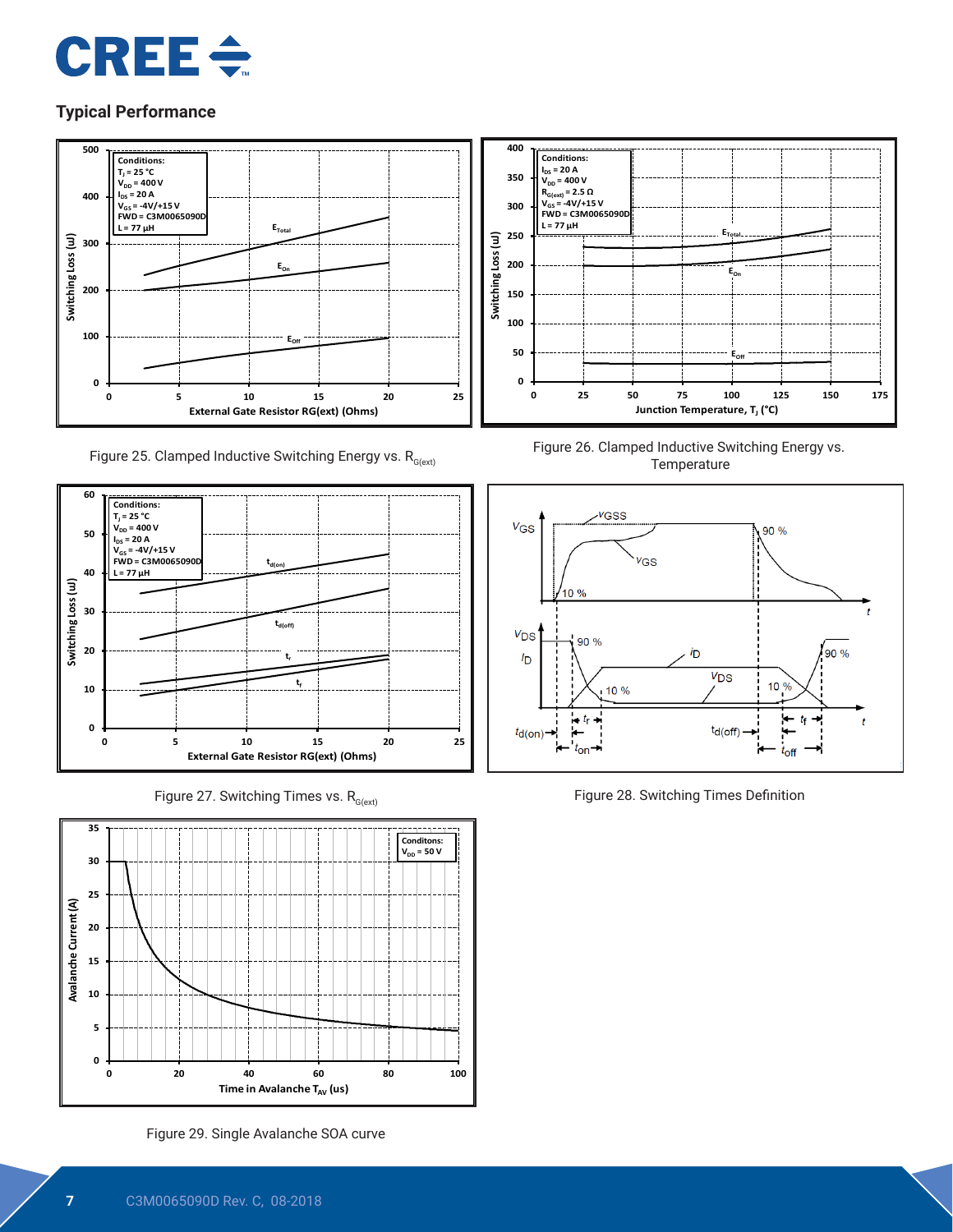## Typical Performance

Figure 25. Clamped Inductive Switching Energy vs. $R_{G(ext)}$

Figure 26. Clamped Inductive Switching Energy vs. Temperature

Figure 27. Switching Times vs. $R_{G(ext)}$

Figure 28. Switching Times Definition

Figure 29. Single Avalanche SOA curve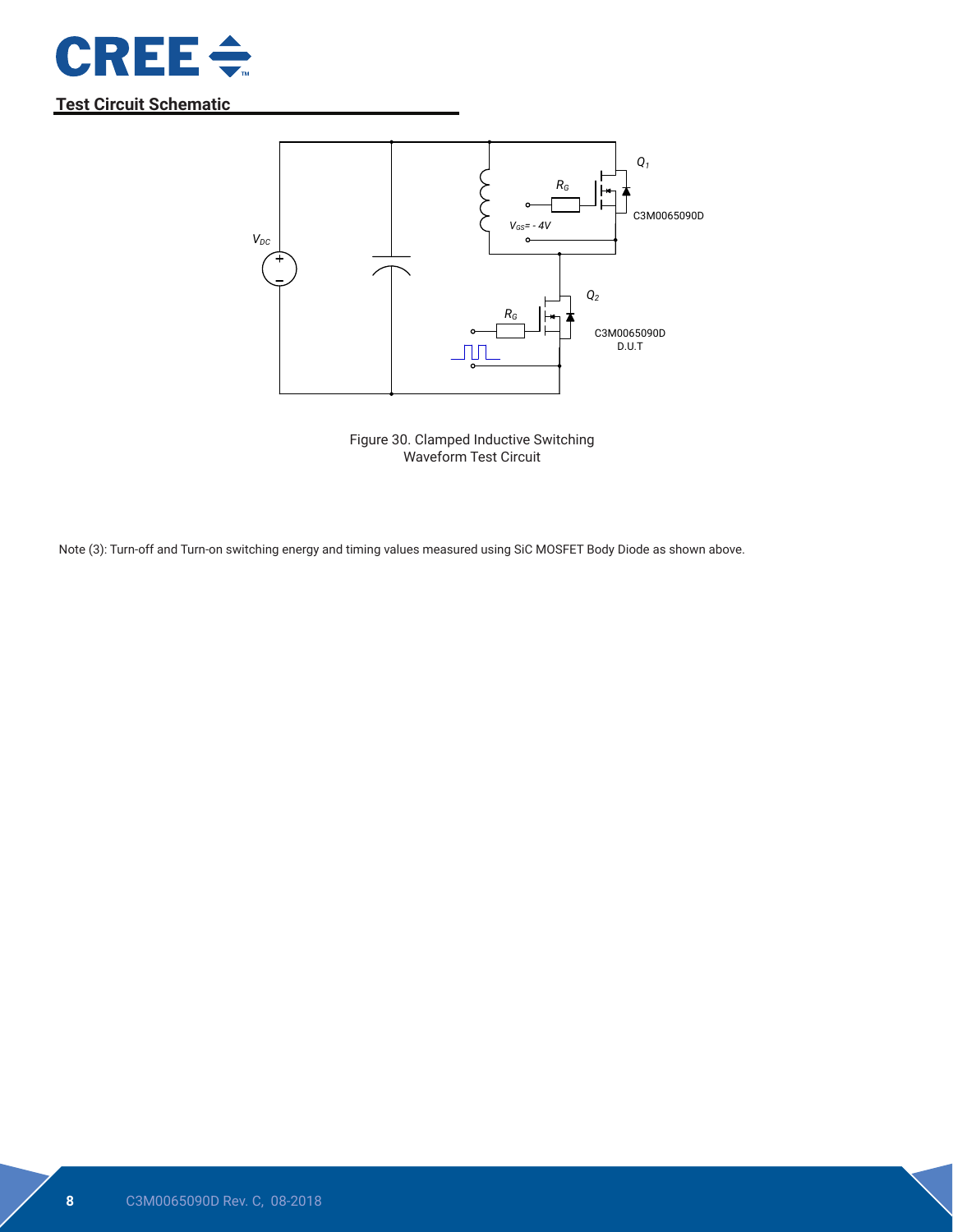## Test Circuit Schematic

Figure 30. Clamped Inductive Switching Waveform Test Circuit

Note (3): Turn-off and Turn-on switching energy and timing values measured using SiC MOSFET Body Diode as shown above.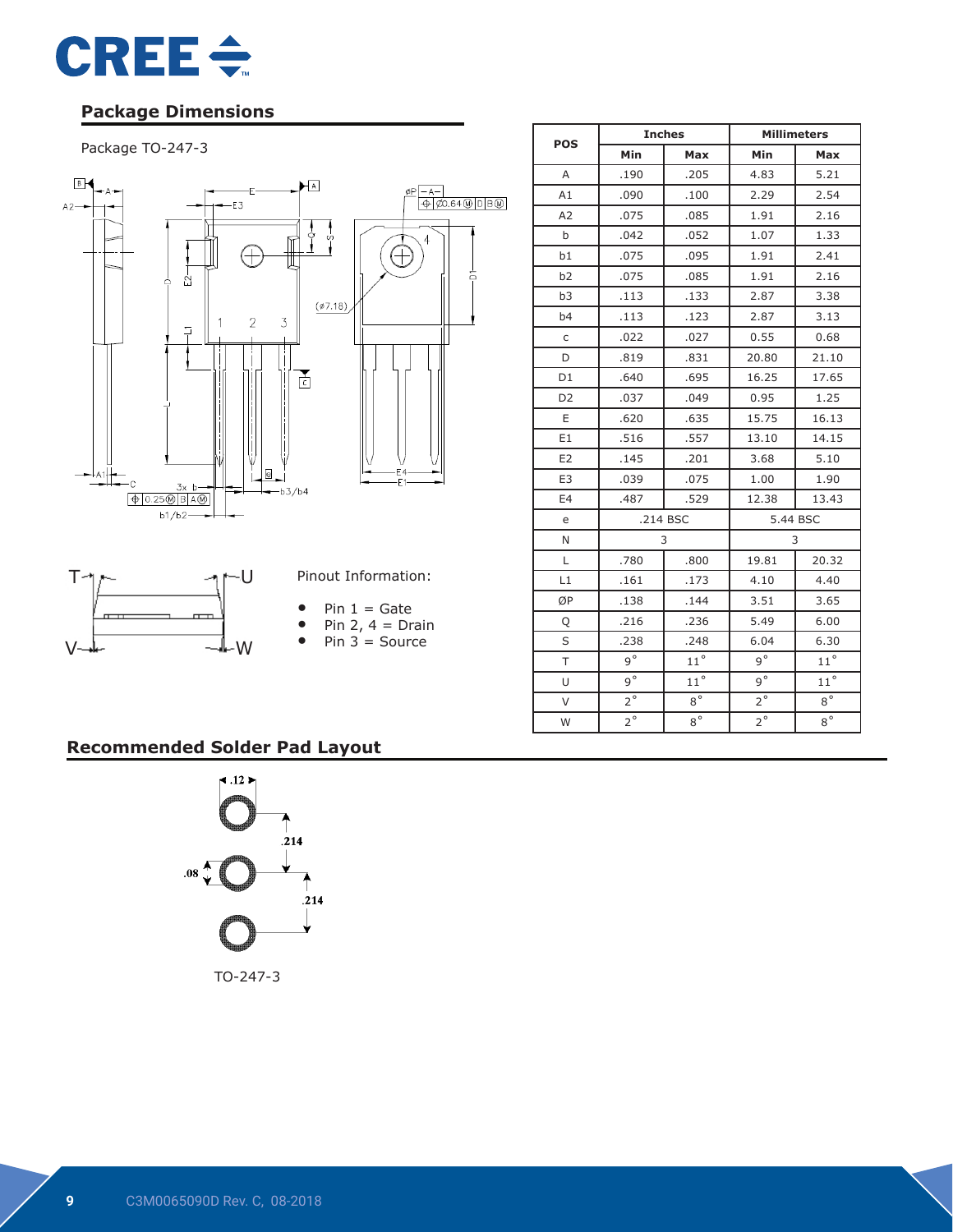## Package Dimensions

Package TO-247-3

| POS | Inches | | Millimeters | |
|---|---|---|---|---|
| | Min | Max | Min | Max |
| A | .190 | .205 | 4.83 | 5.21 |
| A1 | .090 | .100 | 2.29 | 2.54 |
| A2 | .075 | .085 | 1.91 | 2.16 |
| b | .042 | .052 | 1.07 | 1.33 |
| b1 | .075 | .095 | 1.91 | 2.41 |
| b2 | .075 | .085 | 1.91 | 2.16 |
| b3 | .113 | .133 | 2.87 | 3.38 |
| b4 | .113 | .123 | 2.87 | 3.13 |
| c | .022 | .027 | 0.55 | 0.68 |
| D | .819 | .831 | 20.80 | 21.10 |
| D1 | .640 | .695 | 16.25 | 17.65 |
| D2 | .037 | .049 | 0.95 | 1.25 |
| E | .620 | .635 | 15.75 | 16.13 |
| E1 | .516 | .557 | 13.10 | 14.15 |
| E2 | .145 | .201 | 3.68 | 5.10 |
| E3 | .039 | .075 | 1.00 | 1.90 |
| E4 | .487 | .529 | 12.38 | 13.43 |
| e | .214 BSC | | 5.44 BSC | |
| N | 3 | | 3 | |
| L | .780 | .800 | 19.81 | 20.32 |
| L1 | .161 | .173 | 4.10 | 4.40 |
| ØP | .138 | .144 | 3.51 | 3.65 |
| Q | .216 | .236 | 5.49 | 6.00 |
| S | .238 | .248 | 6.04 | 6.30 |
| T | 9° | 11° | 9° | 11° |
| U | 9° | 11° | 9° | 11° |
| V | 2° | 8° | 2° | 8° |
| W | 2° | 8° | 2° | 8° |

Pinout Information:

- Pin 1 = Gate
- Pin 2, 4 = Drain
- Pin 3 = Source

## Recommended Solder Pad Layout

TO-247-3

C3M0065090D Rev. C, 08-2018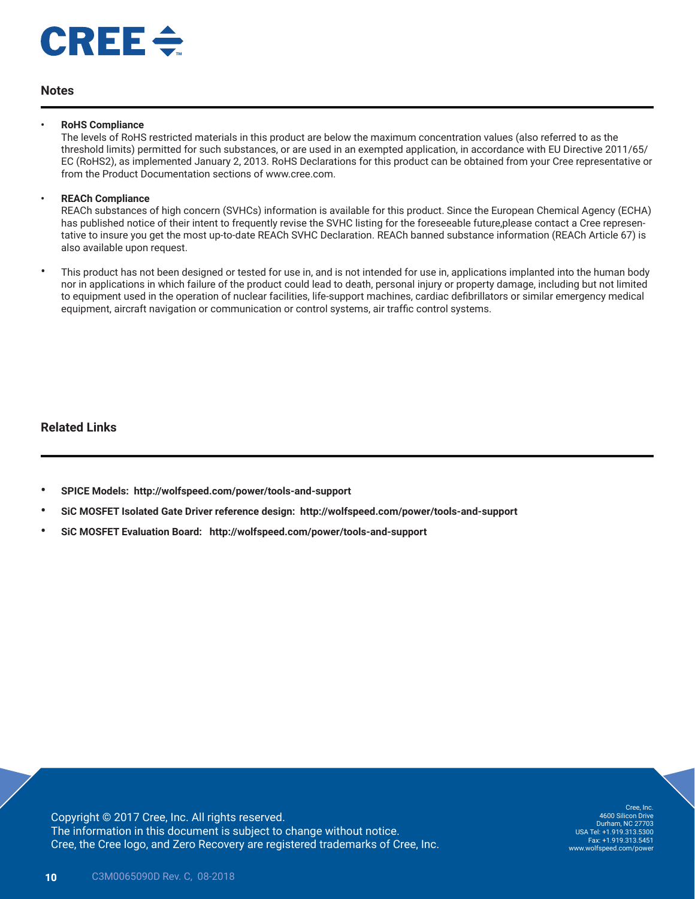## Notes

- **RoHS Compliance**
  The levels of RoHS restricted materials in this product are below the maximum concentration values (also referred to as the threshold limits) permitted for such substances, or are used in an exempted application, in accordance with EU Directive 2011/65/EC (RoHS2), as implemented January 2, 2013. RoHS Declarations for this product can be obtained from your Cree representative or from the Product Documentation sections of www.cree.com.

- **REACh Compliance**
  REACh substances of high concern (SVHCs) information is available for this product. Since the European Chemical Agency (ECHA) has published notice of their intent to frequently revise the SVHC listing for the foreseeable future,please contact a Cree representative to insure you get the most up-to-date REACh SVHC Declaration. REACh banned substance information (REACh Article 67) is also available upon request.

- This product has not been designed or tested for use in, and is not intended for use in, applications implanted into the human body nor in applications in which failure of the product could lead to death, personal injury or property damage, including but not limited to equipment used in the operation of nuclear facilities, life-support machines, cardiac defibrillators or similar emergency medical equipment, aircraft navigation or communication or control systems, air traffic control systems.

## Related Links

- **SPICE Models: http://wolfspeed.com/power/tools-and-support**
- **SiC MOSFET Isolated Gate Driver reference design: http://wolfspeed.com/power/tools-and-support**
- **SiC MOSFET Evaluation Board: http://wolfspeed.com/power/tools-and-support**

Copyright © 2017 Cree, Inc. All rights reserved.
The information in this document is subject to change without notice.
Cree, the Cree logo, and Zero Recovery are registered trademarks of Cree, Inc.

Cree, Inc.
4600 Silicon Drive
Durham, NC 27703
USA Tel: +1.919.313.5300
Fax: +1.919.313.5451
www.wolfspeed.com/power